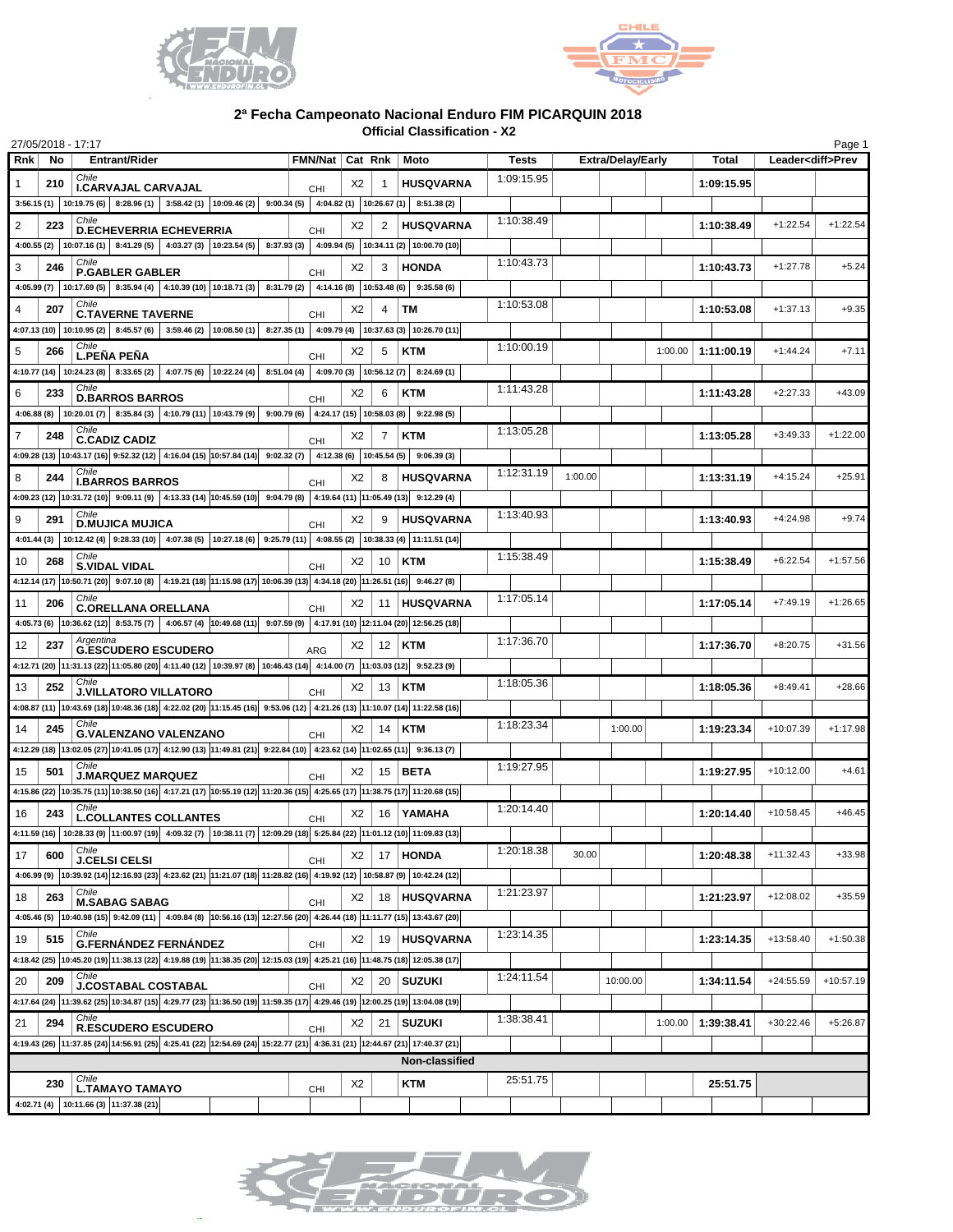## 2ª Fecha Campeonato Nacional Enduro FIM PICARQUIN 2018

### Official Classification - X2

27/05/2018 - 17:17

| Rnk | No | Entrant/Rider | FMN/Nat | Cat | Rnk | Moto | Tests | Extra/Delay/Early | | | Total | Leader<diff>Prev | |
|---|---|---|---|---|---|---|---|---|---|---|---|---|---|
| 1 | 210 | Chile I.CARVAJAL CARVAJAL | CHI | X2 | 1 | HUSQVARNA | 1:09:15.95 | | | | 1:09:15.95 | | |
| | | 3:56.15 (1) · 10:19.75 (6) · 8:28.96 (1) · 3:58.42 (1) · 10:09.46 (2) · 9:00.34 (5) · 4:04.82 (1) · 10:26.67 (1) · 8:51.38 (2) | | | | | | | | | | | |
| 2 | 223 | Chile D.ECHEVERRIA ECHEVERRIA | CHI | X2 | 2 | HUSQVARNA | 1:10:38.49 | | | | 1:10:38.49 | +1:22.54 | +1:22.54 |
| | | 4:00.55 (2) · 10:07.16 (1) · 8:41.29 (5) · 4:03.27 (3) · 10:23.54 (5) · 8:37.93 (3) · 4:09.94 (5) · 10:34.11 (2) · 10:00.70 (10) | | | | | | | | | | | |
| 3 | 246 | Chile P.GABLER GABLER | CHI | X2 | 3 | HONDA | 1:10:43.73 | | | | 1:10:43.73 | +1:27.78 | +5.24 |
| | | 4:05.99 (7) · 10:17.69 (5) · 8:35.94 (4) · 4:10.39 (10) · 10:18.71 (3) · 8:31.79 (2) · 4:14.16 (8) · 10:53.48 (6) · 9:35.58 (6) | | | | | | | | | | | |
| 4 | 207 | Chile C.TAVERNE TAVERNE | CHI | X2 | 4 | TM | 1:10:53.08 | | | | 1:10:53.08 | +1:37.13 | +9.35 |
| | | 4:07.13 (10) · 10:10.95 (2) · 8:45.57 (6) · 3:59.46 (2) · 10:08.50 (1) · 8:27.35 (1) · 4:09.79 (4) · 10:37.63 (3) · 10:26.70 (11) | | | | | | | | | | | |
| 5 | 266 | Chile L.PEÑA PEÑA | CHI | X2 | 5 | KTM | 1:10:00.19 | | | 1:00.00 | 1:11:00.19 | +1:44.24 | +7.11 |
| | | 4:10.77 (14) · 10:24.23 (8) · 8:33.65 (2) · 4:07.75 (6) · 10:22.24 (4) · 8:51.04 (4) · 4:09.70 (3) · 10:56.12 (7) · 8:24.69 (1) | | | | | | | | | | | |
| 6 | 233 | Chile D.BARROS BARROS | CHI | X2 | 6 | KTM | 1:11:43.28 | | | | 1:11:43.28 | +2:27.33 | +43.09 |
| | | 4:06.88 (8) · 10:20.01 (7) · 8:35.84 (3) · 4:10.79 (11) · 10:43.79 (9) · 9:00.79 (6) · 4:24.17 (15) · 10:58.03 (8) · 9:22.98 (5) | | | | | | | | | | | |
| 7 | 248 | Chile C.CADIZ CADIZ | CHI | X2 | 7 | KTM | 1:13:05.28 | | | | 1:13:05.28 | +3:49.33 | +1:22.00 |
| | | 4:09.28 (13) · 10:43.17 (16) · 9:52.32 (12) · 4:16.04 (15) · 10:57.84 (14) · 9:02.32 (7) · 4:12.38 (6) · 10:45.54 (5) · 9:06.39 (3) | | | | | | | | | | | |
| 8 | 244 | Chile I.BARROS BARROS | CHI | X2 | 8 | HUSQVARNA | 1:12:31.19 | 1:00.00 | | | 1:13:31.19 | +4:15.24 | +25.91 |
| | | 4:09.23 (12) · 10:31.72 (10) · 9:09.11 (9) · 4:13.33 (14) · 10:45.59 (10) · 9:04.79 (8) · 4:19.64 (11) · 11:05.49 (13) · 9:12.29 (4) | | | | | | | | | | | |
| 9 | 291 | Chile D.MUJICA MUJICA | CHI | X2 | 9 | HUSQVARNA | 1:13:40.93 | | | | 1:13:40.93 | +4:24.98 | +9.74 |
| | | 4:01.44 (3) · 10:12.42 (4) · 9:28.33 (10) · 4:07.38 (5) · 10:27.18 (6) · 9:25.79 (11) · 4:08.55 (2) · 10:38.33 (4) · 11:11.51 (14) | | | | | | | | | | | |
| 10 | 268 | Chile S.VIDAL VIDAL | CHI | X2 | 10 | KTM | 1:15:38.49 | | | | 1:15:38.49 | +6:22.54 | +1:57.56 |
| | | 4:12.14 (17) · 10:50.71 (20) · 9:07.10 (8) · 4:19.21 (18) · 11:15.98 (17) · 10:06.39 (13) · 4:34.18 (20) · 11:26.51 (16) · 9:46.27 (8) | | | | | | | | | | | |
| 11 | 206 | Chile C.ORELLANA ORELLANA | CHI | X2 | 11 | HUSQVARNA | 1:17:05.14 | | | | 1:17:05.14 | +7:49.19 | +1:26.65 |
| | | 4:05.73 (6) · 10:36.62 (12) · 8:53.75 (7) · 4:06.57 (4) · 10:49.68 (11) · 9:07.59 (9) · 4:17.91 (10) · 12:11.04 (20) · 12:56.25 (18) | | | | | | | | | | | |
| 12 | 237 | Argentina G.ESCUDERO ESCUDERO | ARG | X2 | 12 | KTM | 1:17:36.70 | | | | 1:17:36.70 | +8:20.75 | +31.56 |
| | | 4:12.71 (20) · 11:31.13 (22) · 11:05.80 (20) · 4:11.40 (12) · 10:39.97 (8) · 10:46.43 (14) · 4:14.00 (7) · 11:03.03 (12) · 9:52.23 (9) | | | | | | | | | | | |
| 13 | 252 | Chile J.VILLATORO VILLATORO | CHI | X2 | 13 | KTM | 1:18:05.36 | | | | 1:18:05.36 | +8:49.41 | +28.66 |
| | | 4:08.87 (11) · 10:43.69 (18) · 10:48.36 (18) · 4:22.02 (20) · 11:15.45 (16) · 9:53.06 (12) · 4:21.26 (13) · 11:10.07 (14) · 11:22.58 (16) | | | | | | | | | | | |
| 14 | 245 | Chile G.VALENZANO VALENZANO | CHI | X2 | 14 | KTM | 1:18:23.34 | | 1:00.00 | | 1:19:23.34 | +10:07.39 | +1:17.98 |
| | | 4:12.29 (18) · 13:02.05 (27) · 10:41.05 (17) · 4:12.90 (13) · 11:49.81 (21) · 9:22.84 (10) · 4:23.62 (14) · 11:02.65 (11) · 9:36.13 (7) | | | | | | | | | | | |
| 15 | 501 | Chile J.MARQUEZ MARQUEZ | CHI | X2 | 15 | BETA | 1:19:27.95 | | | | 1:19:27.95 | +10:12.00 | +4.61 |
| | | 4:15.86 (22) · 10:35.75 (11) · 10:38.50 (16) · 4:17.21 (17) · 10:55.19 (12) · 11:20.36 (15) · 4:25.65 (17) · 11:38.75 (17) · 11:20.68 (15) | | | | | | | | | | | |
| 16 | 243 | Chile L.COLLANTES COLLANTES | CHI | X2 | 16 | YAMAHA | 1:20:14.40 | | | | 1:20:14.40 | +10:58.45 | +46.45 |
| | | 4:11.59 (16) · 10:28.33 (9) · 11:00.97 (19) · 4:09.32 (7) · 10:38.11 (7) · 12:09.29 (18) · 5:25.84 (22) · 11:01.12 (10) · 11:09.83 (13) | | | | | | | | | | | |
| 17 | 600 | Chile J.CELSI CELSI | CHI | X2 | 17 | HONDA | 1:20:18.38 | 30.00 | | | 1:20:48.38 | +11:32.43 | +33.98 |
| | | 4:06.99 (9) · 10:39.92 (14) · 12:16.93 (23) · 4:23.62 (21) · 11:21.07 (18) · 11:28.82 (16) · 4:19.92 (12) · 10:58.87 (9) · 10:42.24 (12) | | | | | | | | | | | |
| 18 | 263 | Chile M.SABAG SABAG | CHI | X2 | 18 | HUSQVARNA | 1:21:23.97 | | | | 1:21:23.97 | +12:08.02 | +35.59 |
| | | 4:05.46 (5) · 10:40.98 (15) · 9:42.09 (11) · 4:09.84 (8) · 10:56.16 (13) · 12:27.56 (20) · 4:26.44 (18) · 11:11.77 (15) · 13:43.67 (20) | | | | | | | | | | | |
| 19 | 515 | Chile G.FERNÁNDEZ FERNÁNDEZ | CHI | X2 | 19 | HUSQVARNA | 1:23:14.35 | | | | 1:23:14.35 | +13:58.40 | +1:50.38 |
| | | 4:18.42 (25) · 10:45.20 (19) · 11:38.13 (22) · 4:19.88 (19) · 11:38.35 (20) · 12:15.03 (19) · 4:25.21 (16) · 11:48.75 (18) · 12:05.38 (17) | | | | | | | | | | | |
| 20 | 209 | Chile J.COSTABAL COSTABAL | CHI | X2 | 20 | SUZUKI | 1:24:11.54 | | 10:00.00 | | 1:34:11.54 | +24:55.59 | +10:57.19 |
| | | 4:17.64 (24) · 11:39.62 (25) · 10:34.87 (15) · 4:29.77 (23) · 11:36.50 (19) · 11:59.35 (17) · 4:29.46 (19) · 12:00.25 (19) · 13:04.08 (19) | | | | | | | | | | | |
| 21 | 294 | Chile R.ESCUDERO ESCUDERO | CHI | X2 | 21 | SUZUKI | 1:38:38.41 | | | 1:00.00 | 1:39:38.41 | +30:22.46 | +5:26.87 |
| | | 4:19.43 (26) · 11:37.85 (24) · 14:56.91 (25) · 4:25.41 (22) · 12:54.69 (24) · 15:22.77 (21) · 4:36.31 (21) · 12:44.67 (21) · 17:40.37 (21) | | | | | | | | | | | |
| | | **Non-classified** | | | | | | | | | | | |
| | 230 | Chile L.TAMAYO TAMAYO | CHI | X2 | | KTM | 25:51.75 | | | | 25:51.75 | | |
| | | 4:02.71 (4) · 10:11.66 (3) · 11:37.38 (21) | | | | | | | | | | | |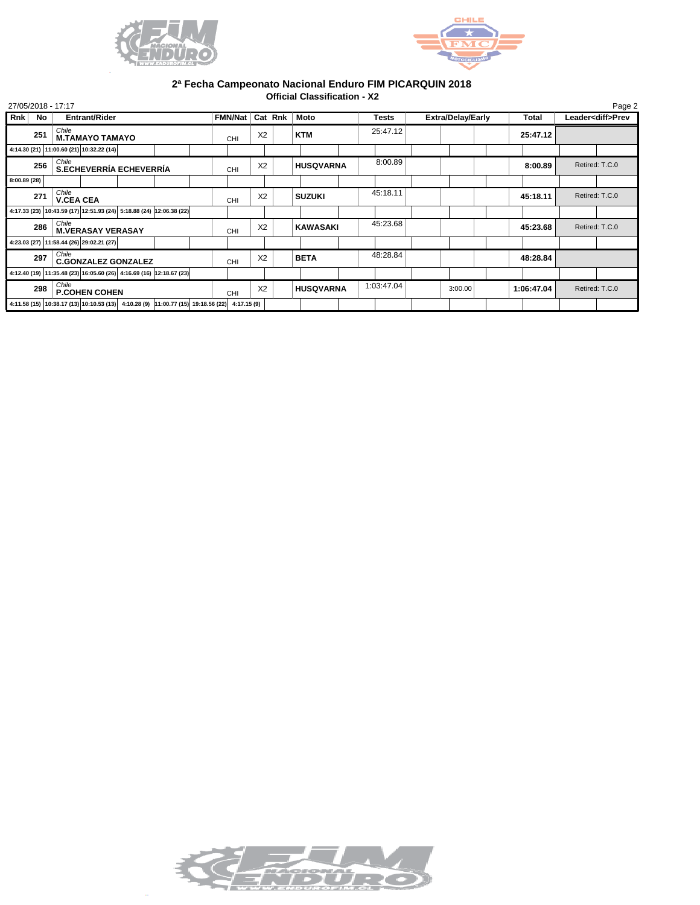## 2ª Fecha Campeonato Nacional Enduro FIM PICARQUIN 2018

**Official Classification - X2**

27/05/2018 - 17:17

| Rnk | No | Entrant/Rider | FMN/Nat | Cat | Rnk | Moto | Tests | Extra/Delay/Early | Total | Leader<diff>Prev |
|---|---|---|---|---|---|---|---|---|---|---|
| | 251 | *Chile* **M.TAMAYO TAMAYO** | CHI | X2 | | **KTM** | 25:47.12 | | **25:47.12** | |
| | | 4:14.30 (21) 11:00.60 (21) 10:32.22 (14) | | | | | | | | |
| | 256 | *Chile* **S.ECHEVERRÍA ECHEVERRÍA** | CHI | X2 | | **HUSQVARNA** | 8:00.89 | | **8:00.89** | Retired: T.C.0 |
| | | 8:00.89 (28) | | | | | | | | |
| | 271 | *Chile* **V.CEA CEA** | CHI | X2 | | **SUZUKI** | 45:18.11 | | **45:18.11** | Retired: T.C.0 |
| | | 4:17.33 (23) 10:43.59 (17) 12:51.93 (24) 5:18.88 (24) 12:06.38 (22) | | | | | | | | |
| | 286 | *Chile* **M.VERASAY VERASAY** | CHI | X2 | | **KAWASAKI** | 45:23.68 | | **45:23.68** | Retired: T.C.0 |
| | | 4:23.03 (27) 11:58.44 (26) 29:02.21 (27) | | | | | | | | |
| | 297 | *Chile* **C.GONZALEZ GONZALEZ** | CHI | X2 | | **BETA** | 48:28.84 | | **48:28.84** | |
| | | 4:12.40 (19) 11:35.48 (23) 16:05.60 (26) 4:16.69 (16) 12:18.67 (23) | | | | | | | | |
| | 298 | *Chile* **P.COHEN COHEN** | CHI | X2 | | **HUSQVARNA** | 1:03:47.04 | 3:00.00 | **1:06:47.04** | Retired: T.C.0 |
| | | 4:11.58 (15) 10:38.17 (13) 10:10.53 (13) 4:10.28 (9) 11:00.77 (15) 19:18.56 (22) 4:17.15 (9) | | | | | | | | |